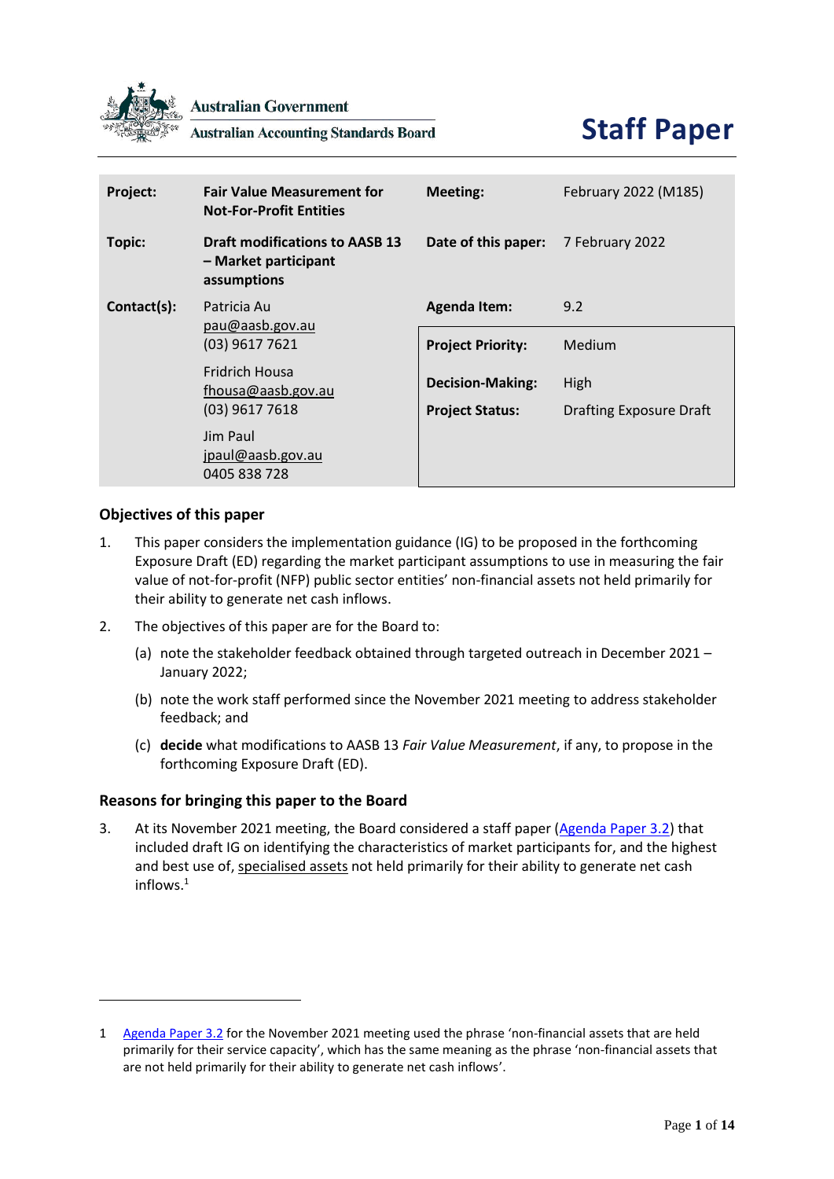Australian Government

Australian Accounting Standards Board

# Staff Paper

| | | | |
|---|---|---|---|
| **Project:** | **Fair Value Measurement for Not-For-Profit Entities** | **Meeting:** | February 2022 (M185) |
| **Topic:** | **Draft modifications to AASB 13 – Market participant assumptions** | **Date of this paper:** | 7 February 2022 |
| **Contact(s):** | Patricia Au<br>pau@aasb.gov.au<br>(03) 9617 7621<br><br>Fridrich Housa<br>fhousa@aasb.gov.au<br>(03) 9617 7618<br><br>Jim Paul<br>jpaul@aasb.gov.au<br>0405 838 728 | **Agenda Item:** | 9.2 |
| | | **Project Priority:** | Medium |
| | | **Decision-Making:** | High |
| | | **Project Status:** | Drafting Exposure Draft |

## Objectives of this paper

1. This paper considers the implementation guidance (IG) to be proposed in the forthcoming Exposure Draft (ED) regarding the market participant assumptions to use in measuring the fair value of not-for-profit (NFP) public sector entities' non-financial assets not held primarily for their ability to generate net cash inflows.

2. The objectives of this paper are for the Board to:

   (a) note the stakeholder feedback obtained through targeted outreach in December 2021 – January 2022;

   (b) note the work staff performed since the November 2021 meeting to address stakeholder feedback; and

   (c) **decide** what modifications to AASB 13 *Fair Value Measurement*, if any, to propose in the forthcoming Exposure Draft (ED).

## Reasons for bringing this paper to the Board

3. At its November 2021 meeting, the Board considered a staff paper (Agenda Paper 3.2) that included draft IG on identifying the characteristics of market participants for, and the highest and best use of, specialised assets not held primarily for their ability to generate net cash inflows.[1]

---

1 Agenda Paper 3.2 for the November 2021 meeting used the phrase 'non-financial assets that are held primarily for their service capacity', which has the same meaning as the phrase 'non-financial assets that are not held primarily for their ability to generate net cash inflows'.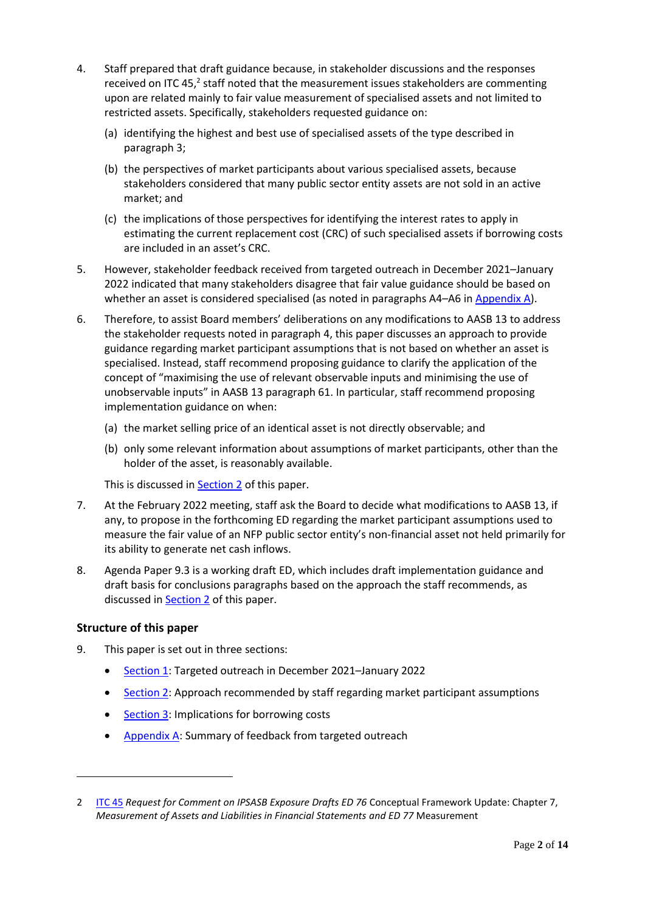4. Staff prepared that draft guidance because, in stakeholder discussions and the responses received on ITC 45,[2] staff noted that the measurement issues stakeholders are commenting upon are related mainly to fair value measurement of specialised assets and not limited to restricted assets. Specifically, stakeholders requested guidance on:

   (a) identifying the highest and best use of specialised assets of the type described in paragraph 3;

   (b) the perspectives of market participants about various specialised assets, because stakeholders considered that many public sector entity assets are not sold in an active market; and

   (c) the implications of those perspectives for identifying the interest rates to apply in estimating the current replacement cost (CRC) of such specialised assets if borrowing costs are included in an asset's CRC.

5. However, stakeholder feedback received from targeted outreach in December 2021–January 2022 indicated that many stakeholders disagree that fair value guidance should be based on whether an asset is considered specialised (as noted in paragraphs A4–A6 in Appendix A).

6. Therefore, to assist Board members' deliberations on any modifications to AASB 13 to address the stakeholder requests noted in paragraph 4, this paper discusses an approach to provide guidance regarding market participant assumptions that is not based on whether an asset is specialised. Instead, staff recommend proposing guidance to clarify the application of the concept of "maximising the use of relevant observable inputs and minimising the use of unobservable inputs" in AASB 13 paragraph 61. In particular, staff recommend proposing implementation guidance on when:

   (a) the market selling price of an identical asset is not directly observable; and

   (b) only some relevant information about assumptions of market participants, other than the holder of the asset, is reasonably available.

   This is discussed in Section 2 of this paper.

7. At the February 2022 meeting, staff ask the Board to decide what modifications to AASB 13, if any, to propose in the forthcoming ED regarding the market participant assumptions used to measure the fair value of an NFP public sector entity's non-financial asset not held primarily for its ability to generate net cash inflows.

8. Agenda Paper 9.3 is a working draft ED, which includes draft implementation guidance and draft basis for conclusions paragraphs based on the approach the staff recommends, as discussed in Section 2 of this paper.

### Structure of this paper

9. This paper is set out in three sections:

   - Section 1: Targeted outreach in December 2021–January 2022
   - Section 2: Approach recommended by staff regarding market participant assumptions
   - Section 3: Implications for borrowing costs
   - Appendix A: Summary of feedback from targeted outreach

---

2 ITC 45 *Request for Comment on IPSASB Exposure Drafts ED 76* Conceptual Framework Update: Chapter 7, *Measurement of Assets and Liabilities in Financial Statements and ED 77* Measurement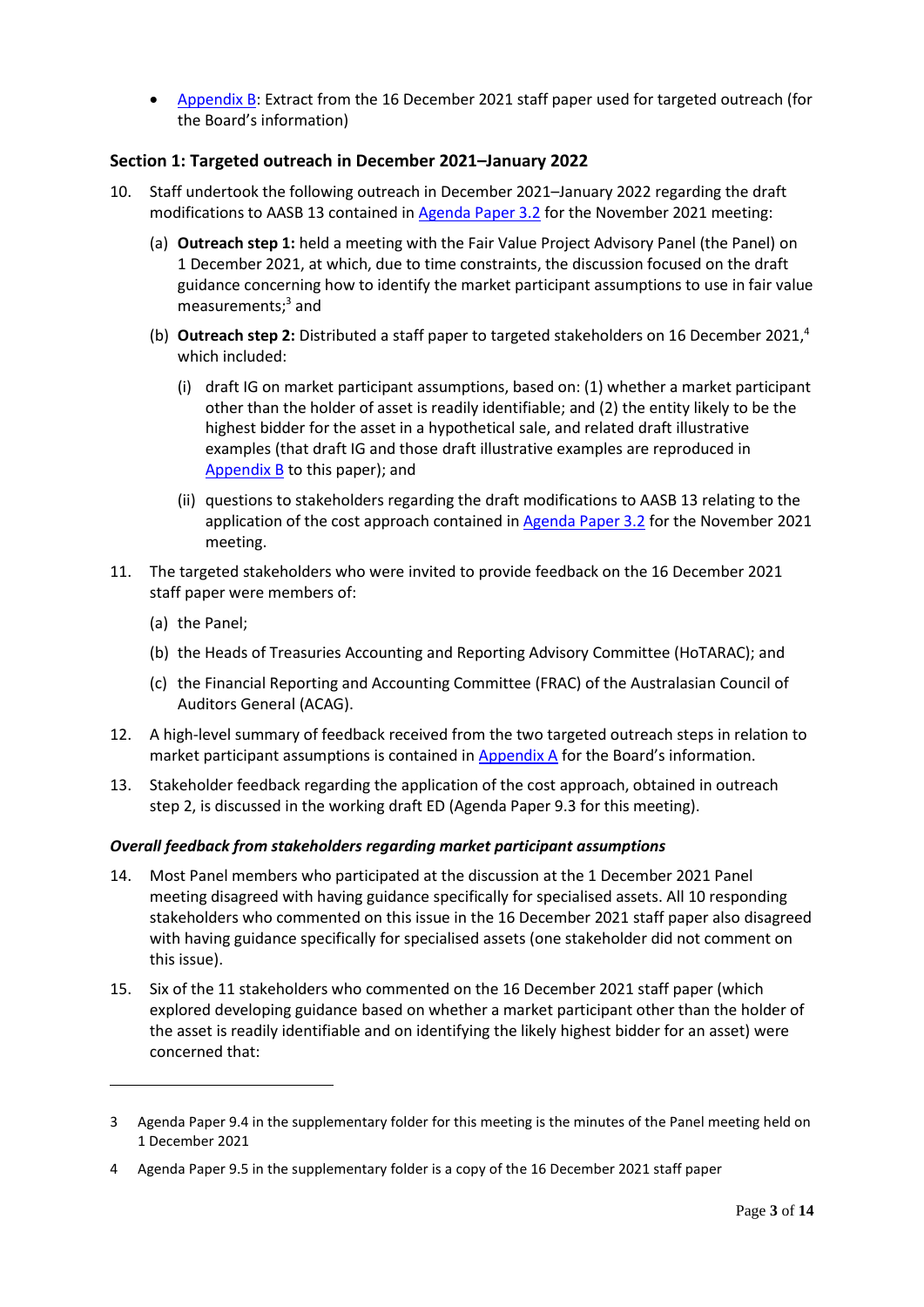- Appendix B: Extract from the 16 December 2021 staff paper used for targeted outreach (for the Board's information)

## Section 1: Targeted outreach in December 2021–January 2022

10. Staff undertook the following outreach in December 2021–January 2022 regarding the draft modifications to AASB 13 contained in Agenda Paper 3.2 for the November 2021 meeting:

    (a) **Outreach step 1:** held a meeting with the Fair Value Project Advisory Panel (the Panel) on 1 December 2021, at which, due to time constraints, the discussion focused on the draft guidance concerning how to identify the market participant assumptions to use in fair value measurements;[3] and

    (b) **Outreach step 2:** Distributed a staff paper to targeted stakeholders on 16 December 2021,[4] which included:

        (i) draft IG on market participant assumptions, based on: (1) whether a market participant other than the holder of asset is readily identifiable; and (2) the entity likely to be the highest bidder for the asset in a hypothetical sale, and related draft illustrative examples (that draft IG and those draft illustrative examples are reproduced in Appendix B to this paper); and

        (ii) questions to stakeholders regarding the draft modifications to AASB 13 relating to the application of the cost approach contained in Agenda Paper 3.2 for the November 2021 meeting.

11. The targeted stakeholders who were invited to provide feedback on the 16 December 2021 staff paper were members of:

    (a) the Panel;

    (b) the Heads of Treasuries Accounting and Reporting Advisory Committee (HoTARAC); and

    (c) the Financial Reporting and Accounting Committee (FRAC) of the Australasian Council of Auditors General (ACAG).

12. A high-level summary of feedback received from the two targeted outreach steps in relation to market participant assumptions is contained in Appendix A for the Board's information.

13. Stakeholder feedback regarding the application of the cost approach, obtained in outreach step 2, is discussed in the working draft ED (Agenda Paper 9.3 for this meeting).

### *Overall feedback from stakeholders regarding market participant assumptions*

14. Most Panel members who participated at the discussion at the 1 December 2021 Panel meeting disagreed with having guidance specifically for specialised assets. All 10 responding stakeholders who commented on this issue in the 16 December 2021 staff paper also disagreed with having guidance specifically for specialised assets (one stakeholder did not comment on this issue).

15. Six of the 11 stakeholders who commented on the 16 December 2021 staff paper (which explored developing guidance based on whether a market participant other than the holder of the asset is readily identifiable and on identifying the likely highest bidder for an asset) were concerned that:

---

3 Agenda Paper 9.4 in the supplementary folder for this meeting is the minutes of the Panel meeting held on 1 December 2021

4 Agenda Paper 9.5 in the supplementary folder is a copy of the 16 December 2021 staff paper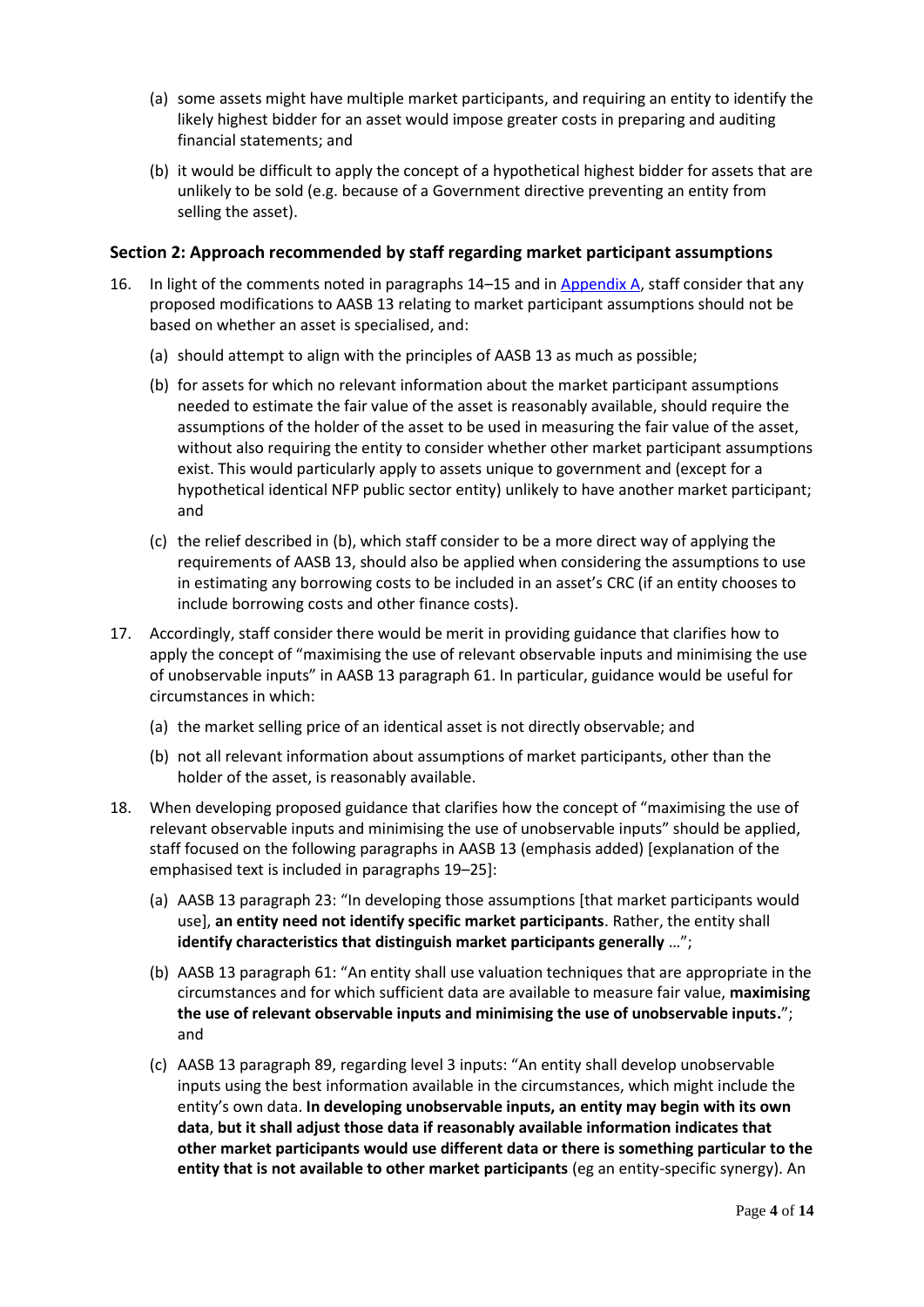(a) some assets might have multiple market participants, and requiring an entity to identify the likely highest bidder for an asset would impose greater costs in preparing and auditing financial statements; and

(b) it would be difficult to apply the concept of a hypothetical highest bidder for assets that are unlikely to be sold (e.g. because of a Government directive preventing an entity from selling the asset).

### Section 2: Approach recommended by staff regarding market participant assumptions

16. In light of the comments noted in paragraphs 14–15 and in Appendix A, staff consider that any proposed modifications to AASB 13 relating to market participant assumptions should not be based on whether an asset is specialised, and:

    (a) should attempt to align with the principles of AASB 13 as much as possible;

    (b) for assets for which no relevant information about the market participant assumptions needed to estimate the fair value of the asset is reasonably available, should require the assumptions of the holder of the asset to be used in measuring the fair value of the asset, without also requiring the entity to consider whether other market participant assumptions exist. This would particularly apply to assets unique to government and (except for a hypothetical identical NFP public sector entity) unlikely to have another market participant; and

    (c) the relief described in (b), which staff consider to be a more direct way of applying the requirements of AASB 13, should also be applied when considering the assumptions to use in estimating any borrowing costs to be included in an asset's CRC (if an entity chooses to include borrowing costs and other finance costs).

17. Accordingly, staff consider there would be merit in providing guidance that clarifies how to apply the concept of "maximising the use of relevant observable inputs and minimising the use of unobservable inputs" in AASB 13 paragraph 61. In particular, guidance would be useful for circumstances in which:

    (a) the market selling price of an identical asset is not directly observable; and

    (b) not all relevant information about assumptions of market participants, other than the holder of the asset, is reasonably available.

18. When developing proposed guidance that clarifies how the concept of "maximising the use of relevant observable inputs and minimising the use of unobservable inputs" should be applied, staff focused on the following paragraphs in AASB 13 (emphasis added) [explanation of the emphasised text is included in paragraphs 19–25]:

    (a) AASB 13 paragraph 23: "In developing those assumptions [that market participants would use], **an entity need not identify specific market participants**. Rather, the entity shall **identify characteristics that distinguish market participants generally** …";

    (b) AASB 13 paragraph 61: "An entity shall use valuation techniques that are appropriate in the circumstances and for which sufficient data are available to measure fair value, **maximising the use of relevant observable inputs and minimising the use of unobservable inputs.**"; and

    (c) AASB 13 paragraph 89, regarding level 3 inputs: "An entity shall develop unobservable inputs using the best information available in the circumstances, which might include the entity's own data. **In developing unobservable inputs, an entity may begin with its own data**, **but it shall adjust those data if reasonably available information indicates that other market participants would use different data or there is something particular to the entity that is not available to other market participants** (eg an entity-specific synergy). An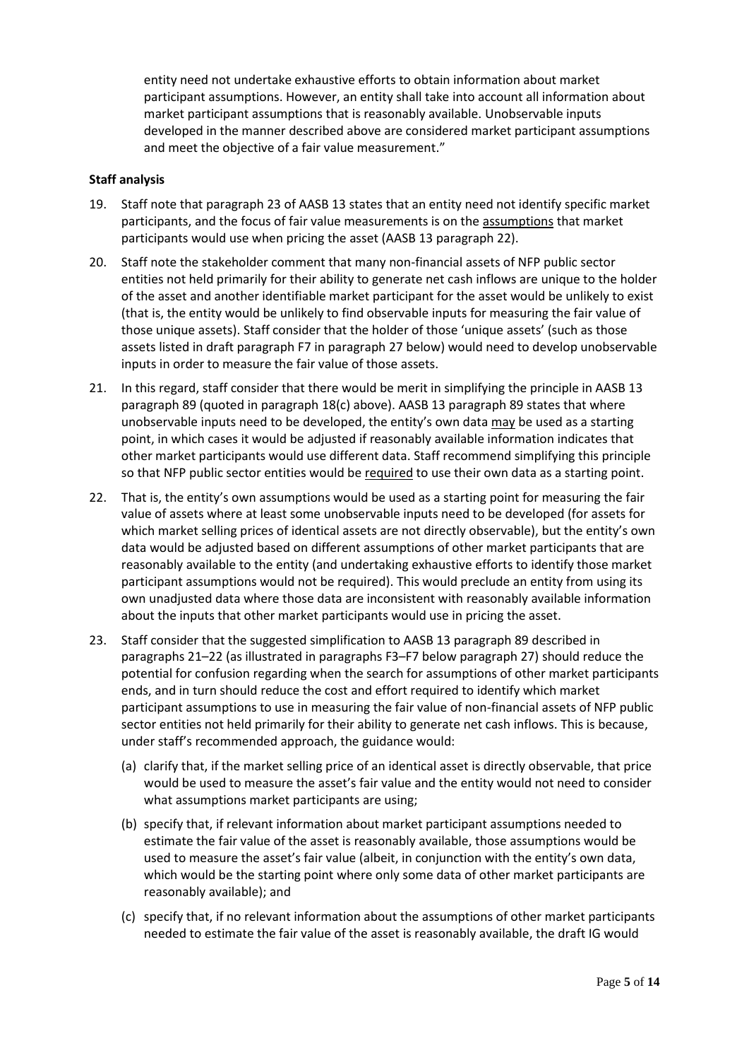entity need not undertake exhaustive efforts to obtain information about market participant assumptions. However, an entity shall take into account all information about market participant assumptions that is reasonably available. Unobservable inputs developed in the manner described above are considered market participant assumptions and meet the objective of a fair value measurement."

**Staff analysis**

19. Staff note that paragraph 23 of AASB 13 states that an entity need not identify specific market participants, and the focus of fair value measurements is on the assumptions that market participants would use when pricing the asset (AASB 13 paragraph 22).

20. Staff note the stakeholder comment that many non-financial assets of NFP public sector entities not held primarily for their ability to generate net cash inflows are unique to the holder of the asset and another identifiable market participant for the asset would be unlikely to exist (that is, the entity would be unlikely to find observable inputs for measuring the fair value of those unique assets). Staff consider that the holder of those 'unique assets' (such as those assets listed in draft paragraph F7 in paragraph 27 below) would need to develop unobservable inputs in order to measure the fair value of those assets.

21. In this regard, staff consider that there would be merit in simplifying the principle in AASB 13 paragraph 89 (quoted in paragraph 18(c) above). AASB 13 paragraph 89 states that where unobservable inputs need to be developed, the entity's own data may be used as a starting point, in which cases it would be adjusted if reasonably available information indicates that other market participants would use different data. Staff recommend simplifying this principle so that NFP public sector entities would be required to use their own data as a starting point.

22. That is, the entity's own assumptions would be used as a starting point for measuring the fair value of assets where at least some unobservable inputs need to be developed (for assets for which market selling prices of identical assets are not directly observable), but the entity's own data would be adjusted based on different assumptions of other market participants that are reasonably available to the entity (and undertaking exhaustive efforts to identify those market participant assumptions would not be required). This would preclude an entity from using its own unadjusted data where those data are inconsistent with reasonably available information about the inputs that other market participants would use in pricing the asset.

23. Staff consider that the suggested simplification to AASB 13 paragraph 89 described in paragraphs 21–22 (as illustrated in paragraphs F3–F7 below paragraph 27) should reduce the potential for confusion regarding when the search for assumptions of other market participants ends, and in turn should reduce the cost and effort required to identify which market participant assumptions to use in measuring the fair value of non-financial assets of NFP public sector entities not held primarily for their ability to generate net cash inflows. This is because, under staff's recommended approach, the guidance would:

    (a) clarify that, if the market selling price of an identical asset is directly observable, that price would be used to measure the asset's fair value and the entity would not need to consider what assumptions market participants are using;

    (b) specify that, if relevant information about market participant assumptions needed to estimate the fair value of the asset is reasonably available, those assumptions would be used to measure the asset's fair value (albeit, in conjunction with the entity's own data, which would be the starting point where only some data of other market participants are reasonably available); and

    (c) specify that, if no relevant information about the assumptions of other market participants needed to estimate the fair value of the asset is reasonably available, the draft IG would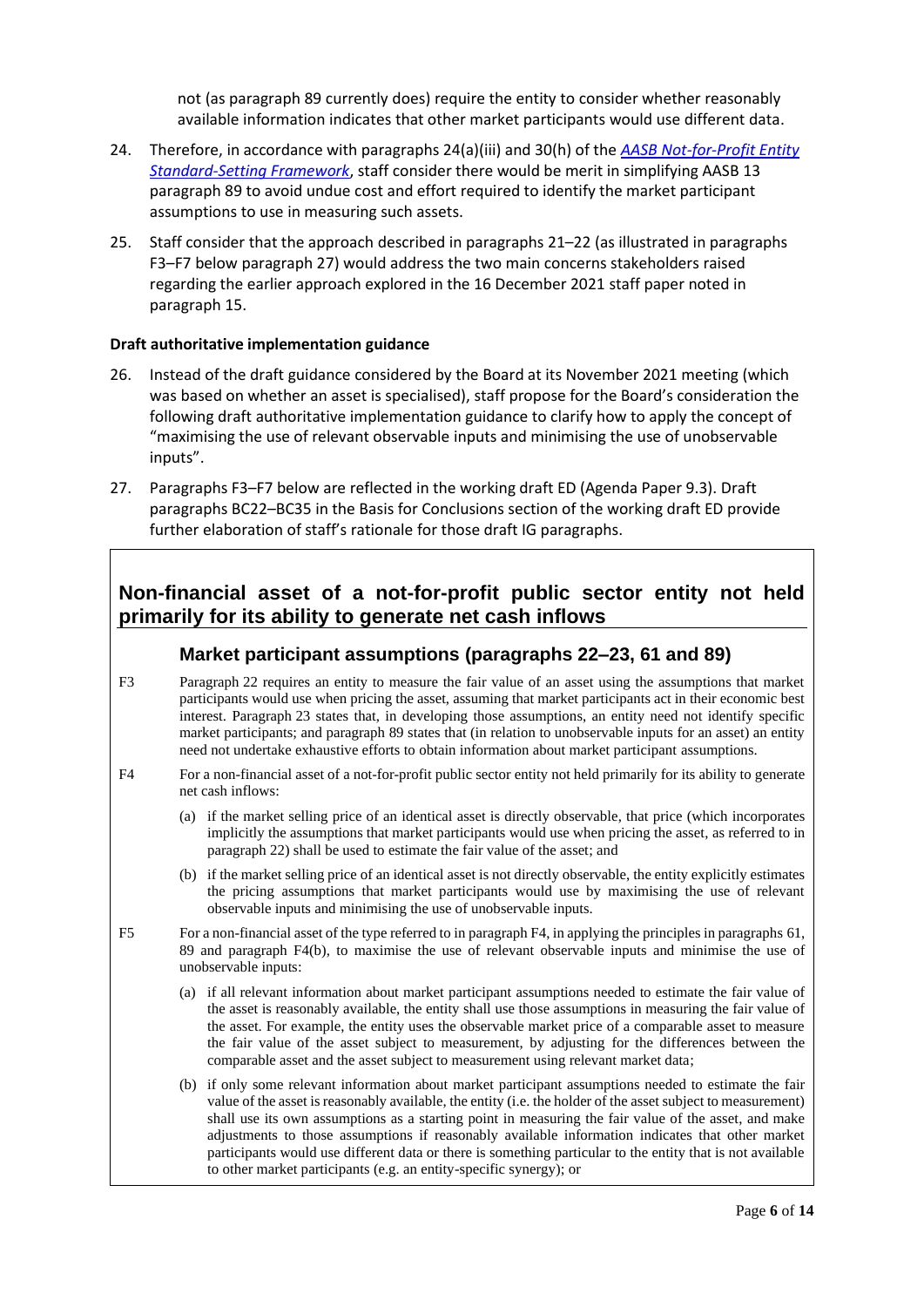not (as paragraph 89 currently does) require the entity to consider whether reasonably available information indicates that other market participants would use different data.

24. Therefore, in accordance with paragraphs 24(a)(iii) and 30(h) of the *AASB Not-for-Profit Entity Standard-Setting Framework*, staff consider there would be merit in simplifying AASB 13 paragraph 89 to avoid undue cost and effort required to identify the market participant assumptions to use in measuring such assets.

25. Staff consider that the approach described in paragraphs 21–22 (as illustrated in paragraphs F3–F7 below paragraph 27) would address the two main concerns stakeholders raised regarding the earlier approach explored in the 16 December 2021 staff paper noted in paragraph 15.

**Draft authoritative implementation guidance**

26. Instead of the draft guidance considered by the Board at its November 2021 meeting (which was based on whether an asset is specialised), staff propose for the Board's consideration the following draft authoritative implementation guidance to clarify how to apply the concept of "maximising the use of relevant observable inputs and minimising the use of unobservable inputs".

27. Paragraphs F3–F7 below are reflected in the working draft ED (Agenda Paper 9.3). Draft paragraphs BC22–BC35 in the Basis for Conclusions section of the working draft ED provide further elaboration of staff's rationale for those draft IG paragraphs.

## Non-financial asset of a not-for-profit public sector entity not held primarily for its ability to generate net cash inflows

### Market participant assumptions (paragraphs 22–23, 61 and 89)

F3 Paragraph 22 requires an entity to measure the fair value of an asset using the assumptions that market participants would use when pricing the asset, assuming that market participants act in their economic best interest. Paragraph 23 states that, in developing those assumptions, an entity need not identify specific market participants; and paragraph 89 states that (in relation to unobservable inputs for an asset) an entity need not undertake exhaustive efforts to obtain information about market participant assumptions.

F4 For a non-financial asset of a not-for-profit public sector entity not held primarily for its ability to generate net cash inflows:

(a) if the market selling price of an identical asset is directly observable, that price (which incorporates implicitly the assumptions that market participants would use when pricing the asset, as referred to in paragraph 22) shall be used to estimate the fair value of the asset; and

(b) if the market selling price of an identical asset is not directly observable, the entity explicitly estimates the pricing assumptions that market participants would use by maximising the use of relevant observable inputs and minimising the use of unobservable inputs.

F5 For a non-financial asset of the type referred to in paragraph F4, in applying the principles in paragraphs 61, 89 and paragraph F4(b), to maximise the use of relevant observable inputs and minimise the use of unobservable inputs:

(a) if all relevant information about market participant assumptions needed to estimate the fair value of the asset is reasonably available, the entity shall use those assumptions in measuring the fair value of the asset. For example, the entity uses the observable market price of a comparable asset to measure the fair value of the asset subject to measurement, by adjusting for the differences between the comparable asset and the asset subject to measurement using relevant market data;

(b) if only some relevant information about market participant assumptions needed to estimate the fair value of the asset is reasonably available, the entity (i.e. the holder of the asset subject to measurement) shall use its own assumptions as a starting point in measuring the fair value of the asset, and make adjustments to those assumptions if reasonably available information indicates that other market participants would use different data or there is something particular to the entity that is not available to other market participants (e.g. an entity-specific synergy); or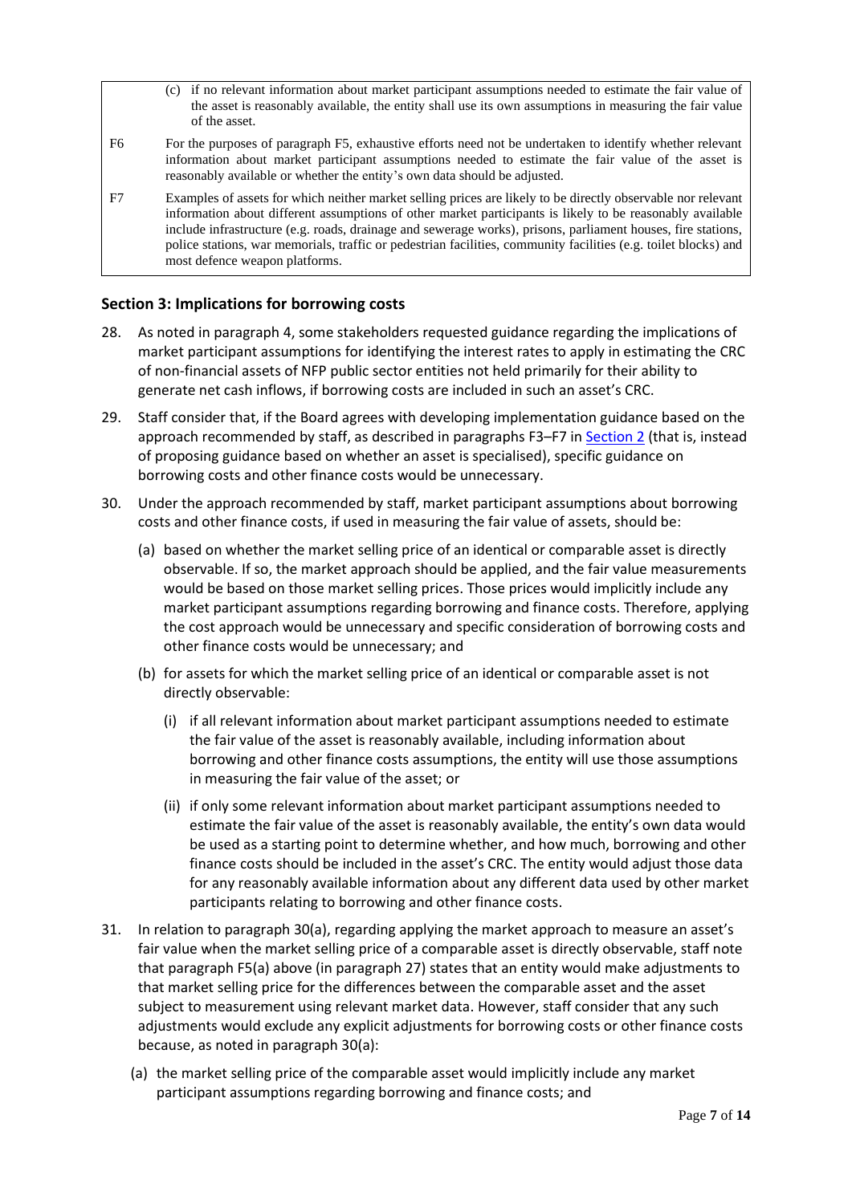(c) if no relevant information about market participant assumptions needed to estimate the fair value of the asset is reasonably available, the entity shall use its own assumptions in measuring the fair value of the asset.

F6 For the purposes of paragraph F5, exhaustive efforts need not be undertaken to identify whether relevant information about market participant assumptions needed to estimate the fair value of the asset is reasonably available or whether the entity's own data should be adjusted.

F7 Examples of assets for which neither market selling prices are likely to be directly observable nor relevant information about different assumptions of other market participants is likely to be reasonably available include infrastructure (e.g. roads, drainage and sewerage works), prisons, parliament houses, fire stations, police stations, war memorials, traffic or pedestrian facilities, community facilities (e.g. toilet blocks) and most defence weapon platforms.

## Section 3: Implications for borrowing costs

28. As noted in paragraph 4, some stakeholders requested guidance regarding the implications of market participant assumptions for identifying the interest rates to apply in estimating the CRC of non-financial assets of NFP public sector entities not held primarily for their ability to generate net cash inflows, if borrowing costs are included in such an asset's CRC.

29. Staff consider that, if the Board agrees with developing implementation guidance based on the approach recommended by staff, as described in paragraphs F3–F7 in Section 2 (that is, instead of proposing guidance based on whether an asset is specialised), specific guidance on borrowing costs and other finance costs would be unnecessary.

30. Under the approach recommended by staff, market participant assumptions about borrowing costs and other finance costs, if used in measuring the fair value of assets, should be:

    (a) based on whether the market selling price of an identical or comparable asset is directly observable. If so, the market approach should be applied, and the fair value measurements would be based on those market selling prices. Those prices would implicitly include any market participant assumptions regarding borrowing and finance costs. Therefore, applying the cost approach would be unnecessary and specific consideration of borrowing costs and other finance costs would be unnecessary; and

    (b) for assets for which the market selling price of an identical or comparable asset is not directly observable:

        (i) if all relevant information about market participant assumptions needed to estimate the fair value of the asset is reasonably available, including information about borrowing and other finance costs assumptions, the entity will use those assumptions in measuring the fair value of the asset; or

        (ii) if only some relevant information about market participant assumptions needed to estimate the fair value of the asset is reasonably available, the entity's own data would be used as a starting point to determine whether, and how much, borrowing and other finance costs should be included in the asset's CRC. The entity would adjust those data for any reasonably available information about any different data used by other market participants relating to borrowing and other finance costs.

31. In relation to paragraph 30(a), regarding applying the market approach to measure an asset's fair value when the market selling price of a comparable asset is directly observable, staff note that paragraph F5(a) above (in paragraph 27) states that an entity would make adjustments to that market selling price for the differences between the comparable asset and the asset subject to measurement using relevant market data. However, staff consider that any such adjustments would exclude any explicit adjustments for borrowing costs or other finance costs because, as noted in paragraph 30(a):

    (a) the market selling price of the comparable asset would implicitly include any market participant assumptions regarding borrowing and finance costs; and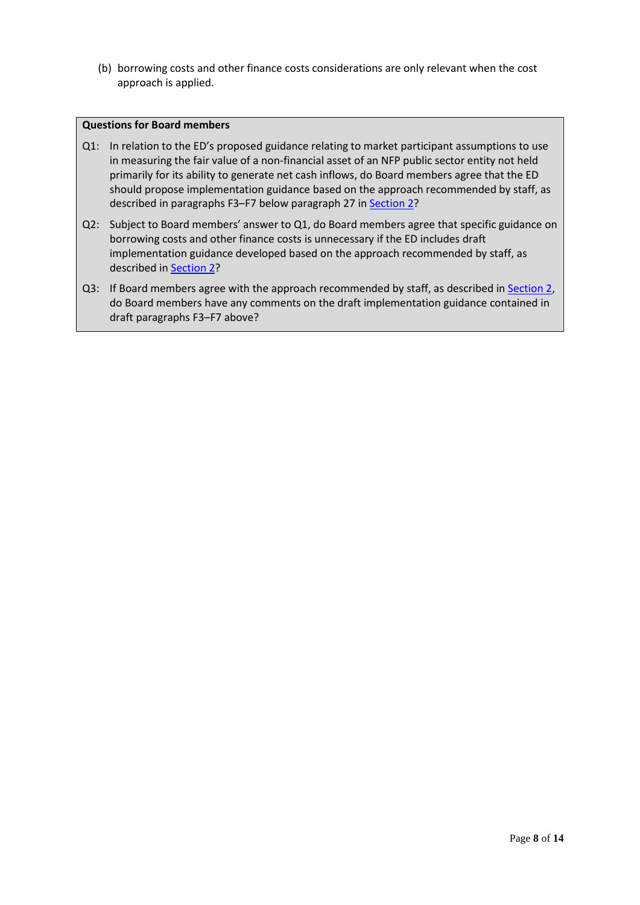(b) borrowing costs and other finance costs considerations are only relevant when the cost approach is applied.

> **Questions for Board members**
>
> Q1: In relation to the ED's proposed guidance relating to market participant assumptions to use in measuring the fair value of a non-financial asset of an NFP public sector entity not held primarily for its ability to generate net cash inflows, do Board members agree that the ED should propose implementation guidance based on the approach recommended by staff, as described in paragraphs F3–F7 below paragraph 27 in Section 2?
>
> Q2: Subject to Board members' answer to Q1, do Board members agree that specific guidance on borrowing costs and other finance costs is unnecessary if the ED includes draft implementation guidance developed based on the approach recommended by staff, as described in Section 2?
>
> Q3: If Board members agree with the approach recommended by staff, as described in Section 2, do Board members have any comments on the draft implementation guidance contained in draft paragraphs F3–F7 above?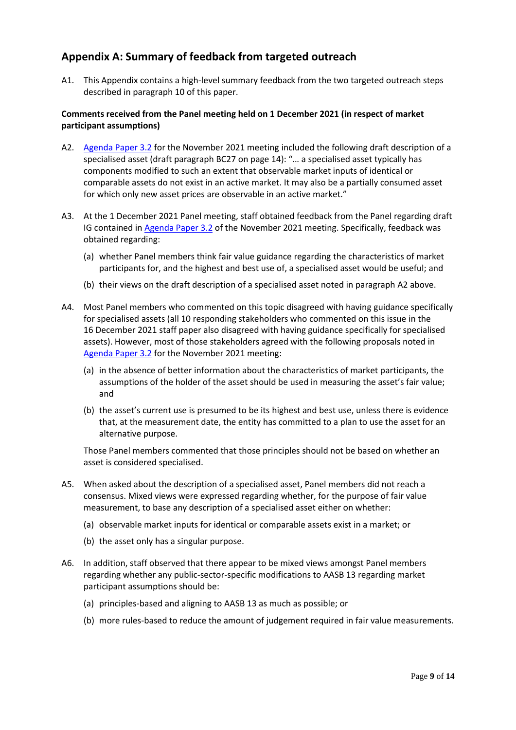## Appendix A: Summary of feedback from targeted outreach

A1. This Appendix contains a high-level summary feedback from the two targeted outreach steps described in paragraph 10 of this paper.

**Comments received from the Panel meeting held on 1 December 2021 (in respect of market participant assumptions)**

A2. Agenda Paper 3.2 for the November 2021 meeting included the following draft description of a specialised asset (draft paragraph BC27 on page 14): "… a specialised asset typically has components modified to such an extent that observable market inputs of identical or comparable assets do not exist in an active market. It may also be a partially consumed asset for which only new asset prices are observable in an active market."

A3. At the 1 December 2021 Panel meeting, staff obtained feedback from the Panel regarding draft IG contained in Agenda Paper 3.2 of the November 2021 meeting. Specifically, feedback was obtained regarding:

(a) whether Panel members think fair value guidance regarding the characteristics of market participants for, and the highest and best use of, a specialised asset would be useful; and

(b) their views on the draft description of a specialised asset noted in paragraph A2 above.

A4. Most Panel members who commented on this topic disagreed with having guidance specifically for specialised assets (all 10 responding stakeholders who commented on this issue in the 16 December 2021 staff paper also disagreed with having guidance specifically for specialised assets). However, most of those stakeholders agreed with the following proposals noted in Agenda Paper 3.2 for the November 2021 meeting:

(a) in the absence of better information about the characteristics of market participants, the assumptions of the holder of the asset should be used in measuring the asset's fair value; and

(b) the asset's current use is presumed to be its highest and best use, unless there is evidence that, at the measurement date, the entity has committed to a plan to use the asset for an alternative purpose.

Those Panel members commented that those principles should not be based on whether an asset is considered specialised.

A5. When asked about the description of a specialised asset, Panel members did not reach a consensus. Mixed views were expressed regarding whether, for the purpose of fair value measurement, to base any description of a specialised asset either on whether:

(a) observable market inputs for identical or comparable assets exist in a market; or

(b) the asset only has a singular purpose.

A6. In addition, staff observed that there appear to be mixed views amongst Panel members regarding whether any public-sector-specific modifications to AASB 13 regarding market participant assumptions should be:

(a) principles-based and aligning to AASB 13 as much as possible; or

(b) more rules-based to reduce the amount of judgement required in fair value measurements.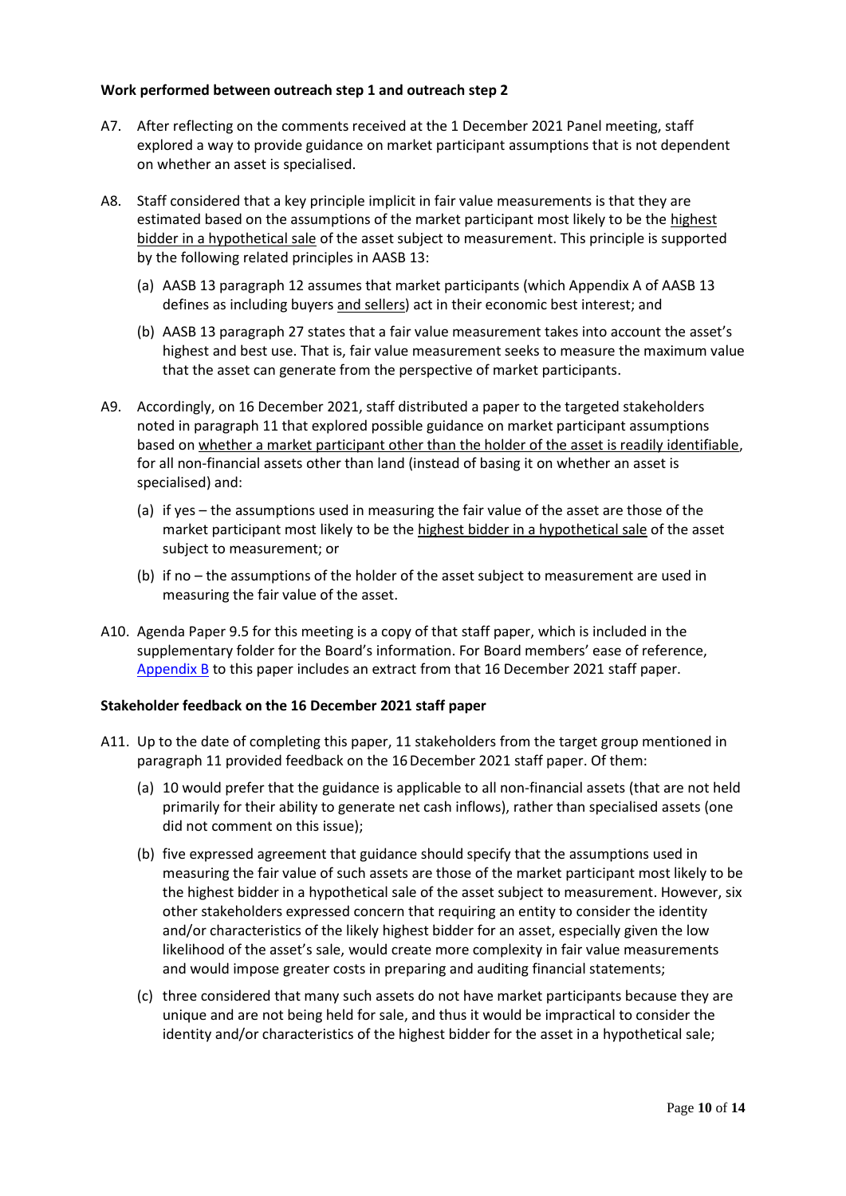**Work performed between outreach step 1 and outreach step 2**

A7. After reflecting on the comments received at the 1 December 2021 Panel meeting, staff explored a way to provide guidance on market participant assumptions that is not dependent on whether an asset is specialised.

A8. Staff considered that a key principle implicit in fair value measurements is that they are estimated based on the assumptions of the market participant most likely to be the <u>highest bidder in a hypothetical sale</u> of the asset subject to measurement. This principle is supported by the following related principles in AASB 13:

- (a) AASB 13 paragraph 12 assumes that market participants (which Appendix A of AASB 13 defines as including buyers <u>and sellers</u>) act in their economic best interest; and
- (b) AASB 13 paragraph 27 states that a fair value measurement takes into account the asset's highest and best use. That is, fair value measurement seeks to measure the maximum value that the asset can generate from the perspective of market participants.

A9. Accordingly, on 16 December 2021, staff distributed a paper to the targeted stakeholders noted in paragraph 11 that explored possible guidance on market participant assumptions based on <u>whether a market participant other than the holder of the asset is readily identifiable</u>, for all non-financial assets other than land (instead of basing it on whether an asset is specialised) and:

- (a) if yes – the assumptions used in measuring the fair value of the asset are those of the market participant most likely to be the <u>highest bidder in a hypothetical sale</u> of the asset subject to measurement; or
- (b) if no – the assumptions of the holder of the asset subject to measurement are used in measuring the fair value of the asset.

A10. Agenda Paper 9.5 for this meeting is a copy of that staff paper, which is included in the supplementary folder for the Board's information. For Board members' ease of reference, Appendix B to this paper includes an extract from that 16 December 2021 staff paper.

**Stakeholder feedback on the 16 December 2021 staff paper**

A11. Up to the date of completing this paper, 11 stakeholders from the target group mentioned in paragraph 11 provided feedback on the 16 December 2021 staff paper. Of them:

- (a) 10 would prefer that the guidance is applicable to all non-financial assets (that are not held primarily for their ability to generate net cash inflows), rather than specialised assets (one did not comment on this issue);
- (b) five expressed agreement that guidance should specify that the assumptions used in measuring the fair value of such assets are those of the market participant most likely to be the highest bidder in a hypothetical sale of the asset subject to measurement. However, six other stakeholders expressed concern that requiring an entity to consider the identity and/or characteristics of the likely highest bidder for an asset, especially given the low likelihood of the asset's sale, would create more complexity in fair value measurements and would impose greater costs in preparing and auditing financial statements;
- (c) three considered that many such assets do not have market participants because they are unique and are not being held for sale, and thus it would be impractical to consider the identity and/or characteristics of the highest bidder for the asset in a hypothetical sale;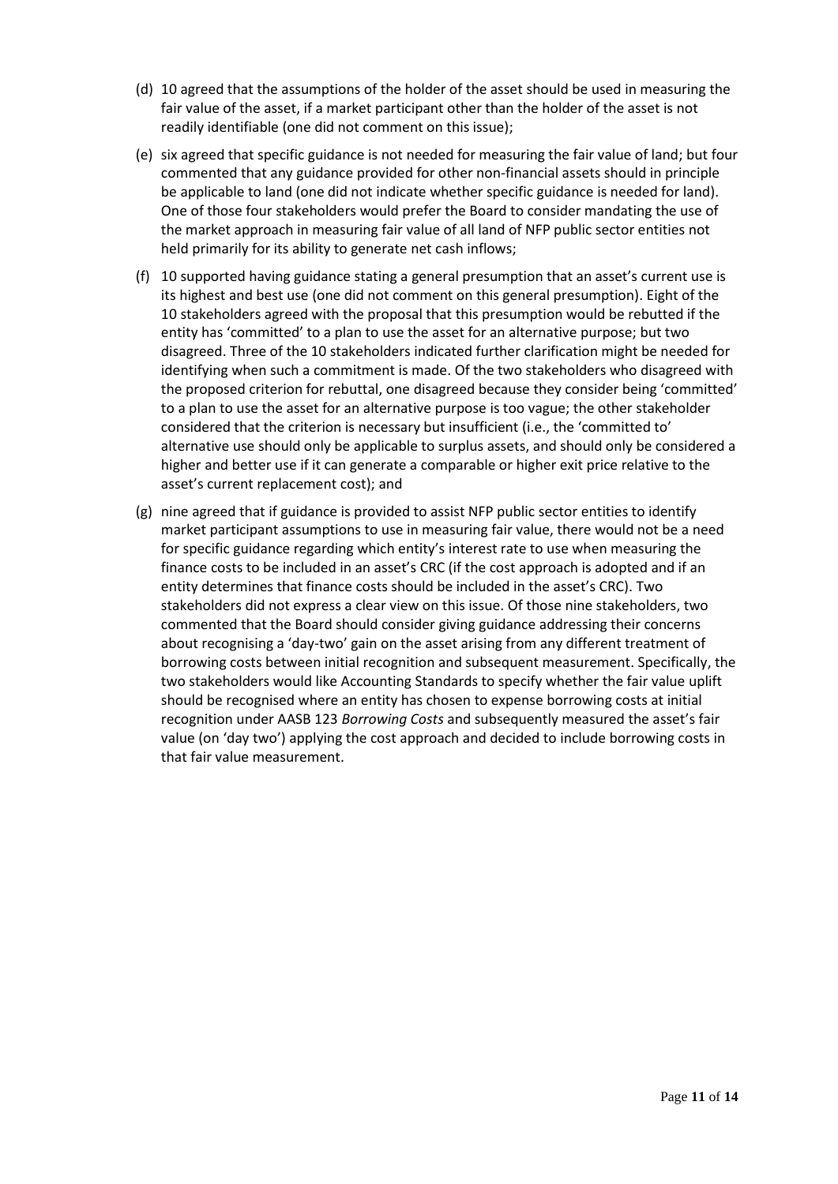(d) 10 agreed that the assumptions of the holder of the asset should be used in measuring the fair value of the asset, if a market participant other than the holder of the asset is not readily identifiable (one did not comment on this issue);

(e) six agreed that specific guidance is not needed for measuring the fair value of land; but four commented that any guidance provided for other non-financial assets should in principle be applicable to land (one did not indicate whether specific guidance is needed for land). One of those four stakeholders would prefer the Board to consider mandating the use of the market approach in measuring fair value of all land of NFP public sector entities not held primarily for its ability to generate net cash inflows;

(f) 10 supported having guidance stating a general presumption that an asset's current use is its highest and best use (one did not comment on this general presumption). Eight of the 10 stakeholders agreed with the proposal that this presumption would be rebutted if the entity has 'committed' to a plan to use the asset for an alternative purpose; but two disagreed. Three of the 10 stakeholders indicated further clarification might be needed for identifying when such a commitment is made. Of the two stakeholders who disagreed with the proposed criterion for rebuttal, one disagreed because they consider being 'committed' to a plan to use the asset for an alternative purpose is too vague; the other stakeholder considered that the criterion is necessary but insufficient (i.e., the 'committed to' alternative use should only be applicable to surplus assets, and should only be considered a higher and better use if it can generate a comparable or higher exit price relative to the asset's current replacement cost); and

(g) nine agreed that if guidance is provided to assist NFP public sector entities to identify market participant assumptions to use in measuring fair value, there would not be a need for specific guidance regarding which entity's interest rate to use when measuring the finance costs to be included in an asset's CRC (if the cost approach is adopted and if an entity determines that finance costs should be included in the asset's CRC). Two stakeholders did not express a clear view on this issue. Of those nine stakeholders, two commented that the Board should consider giving guidance addressing their concerns about recognising a 'day-two' gain on the asset arising from any different treatment of borrowing costs between initial recognition and subsequent measurement. Specifically, the two stakeholders would like Accounting Standards to specify whether the fair value uplift should be recognised where an entity has chosen to expense borrowing costs at initial recognition under AASB 123 *Borrowing Costs* and subsequently measured the asset's fair value (on 'day two') applying the cost approach and decided to include borrowing costs in that fair value measurement.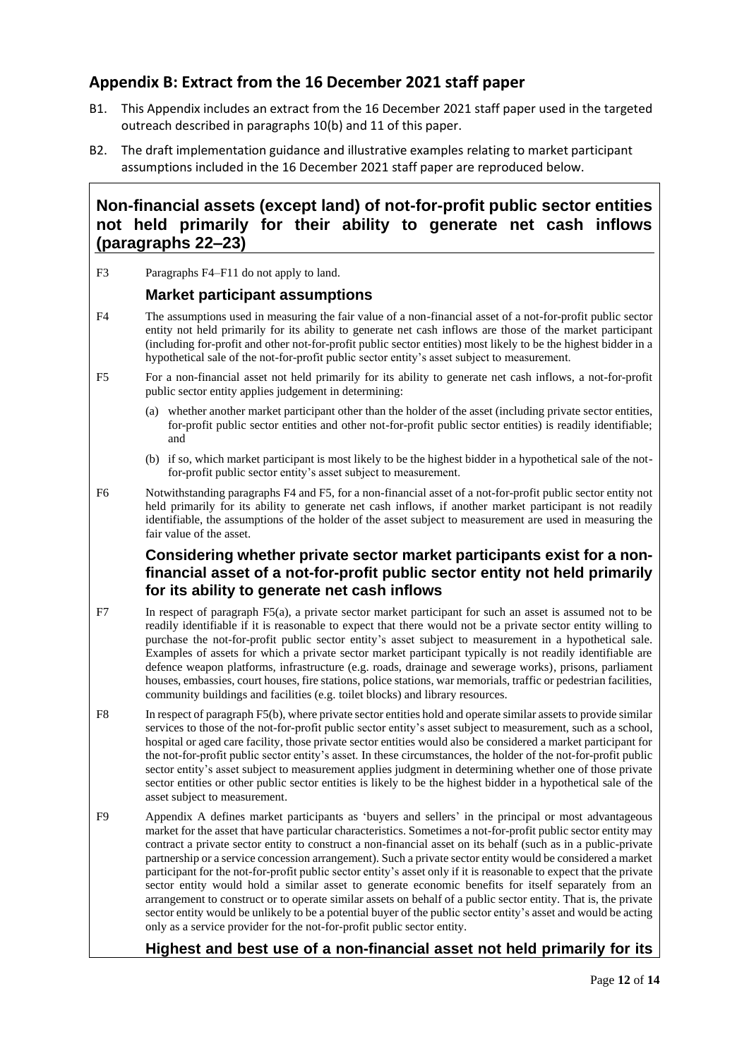## Appendix B: Extract from the 16 December 2021 staff paper

B1. This Appendix includes an extract from the 16 December 2021 staff paper used in the targeted outreach described in paragraphs 10(b) and 11 of this paper.

B2. The draft implementation guidance and illustrative examples relating to market participant assumptions included in the 16 December 2021 staff paper are reproduced below.

### Non-financial assets (except land) of not-for-profit public sector entities not held primarily for their ability to generate net cash inflows (paragraphs 22–23)

F3 Paragraphs F4–F11 do not apply to land.

#### Market participant assumptions

F4 The assumptions used in measuring the fair value of a non-financial asset of a not-for-profit public sector entity not held primarily for its ability to generate net cash inflows are those of the market participant (including for-profit and other not-for-profit public sector entities) most likely to be the highest bidder in a hypothetical sale of the not-for-profit public sector entity's asset subject to measurement.

F5 For a non-financial asset not held primarily for its ability to generate net cash inflows, a not-for-profit public sector entity applies judgement in determining:

(a) whether another market participant other than the holder of the asset (including private sector entities, for-profit public sector entities and other not-for-profit public sector entities) is readily identifiable; and

(b) if so, which market participant is most likely to be the highest bidder in a hypothetical sale of the not-for-profit public sector entity's asset subject to measurement.

F6 Notwithstanding paragraphs F4 and F5, for a non-financial asset of a not-for-profit public sector entity not held primarily for its ability to generate net cash inflows, if another market participant is not readily identifiable, the assumptions of the holder of the asset subject to measurement are used in measuring the fair value of the asset.

#### Considering whether private sector market participants exist for a non-financial asset of a not-for-profit public sector entity not held primarily for its ability to generate net cash inflows

F7 In respect of paragraph F5(a), a private sector market participant for such an asset is assumed not to be readily identifiable if it is reasonable to expect that there would not be a private sector entity willing to purchase the not-for-profit public sector entity's asset subject to measurement in a hypothetical sale. Examples of assets for which a private sector market participant typically is not readily identifiable are defence weapon platforms, infrastructure (e.g. roads, drainage and sewerage works), prisons, parliament houses, embassies, court houses, fire stations, police stations, war memorials, traffic or pedestrian facilities, community buildings and facilities (e.g. toilet blocks) and library resources.

F8 In respect of paragraph F5(b), where private sector entities hold and operate similar assets to provide similar services to those of the not-for-profit public sector entity's asset subject to measurement, such as a school, hospital or aged care facility, those private sector entities would also be considered a market participant for the not-for-profit public sector entity's asset. In these circumstances, the holder of the not-for-profit public sector entity's asset subject to measurement applies judgment in determining whether one of those private sector entities or other public sector entities is likely to be the highest bidder in a hypothetical sale of the asset subject to measurement.

F9 Appendix A defines market participants as 'buyers and sellers' in the principal or most advantageous market for the asset that have particular characteristics. Sometimes a not-for-profit public sector entity may contract a private sector entity to construct a non-financial asset on its behalf (such as in a public-private partnership or a service concession arrangement). Such a private sector entity would be considered a market participant for the not-for-profit public sector entity's asset only if it is reasonable to expect that the private sector entity would hold a similar asset to generate economic benefits for itself separately from an arrangement to construct or to operate similar assets on behalf of a public sector entity. That is, the private sector entity would be unlikely to be a potential buyer of the public sector entity's asset and would be acting only as a service provider for the not-for-profit public sector entity.

#### Highest and best use of a non-financial asset not held primarily for its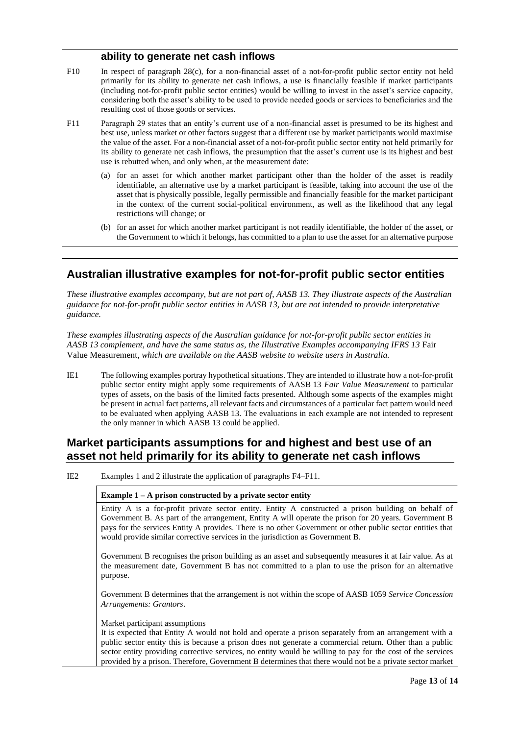### ability to generate net cash inflows

F10 In respect of paragraph 28(c), for a non-financial asset of a not-for-profit public sector entity not held primarily for its ability to generate net cash inflows, a use is financially feasible if market participants (including not-for-profit public sector entities) would be willing to invest in the asset's service capacity, considering both the asset's ability to be used to provide needed goods or services to beneficiaries and the resulting cost of those goods or services.

F11 Paragraph 29 states that an entity's current use of a non-financial asset is presumed to be its highest and best use, unless market or other factors suggest that a different use by market participants would maximise the value of the asset. For a non-financial asset of a not-for-profit public sector entity not held primarily for its ability to generate net cash inflows, the presumption that the asset's current use is its highest and best use is rebutted when, and only when, at the measurement date:

(a) for an asset for which another market participant other than the holder of the asset is readily identifiable, an alternative use by a market participant is feasible, taking into account the use of the asset that is physically possible, legally permissible and financially feasible for the market participant in the context of the current social-political environment, as well as the likelihood that any legal restrictions will change; or

(b) for an asset for which another market participant is not readily identifiable, the holder of the asset, or the Government to which it belongs, has committed to a plan to use the asset for an alternative purpose

## Australian illustrative examples for not-for-profit public sector entities

*These illustrative examples accompany, but are not part of, AASB 13. They illustrate aspects of the Australian guidance for not-for-profit public sector entities in AASB 13, but are not intended to provide interpretative guidance.*

*These examples illustrating aspects of the Australian guidance for not-for-profit public sector entities in AASB 13 complement, and have the same status as, the Illustrative Examples accompanying IFRS 13* Fair Value Measurement*, which are available on the AASB website to website users in Australia.*

IE1 The following examples portray hypothetical situations. They are intended to illustrate how a not-for-profit public sector entity might apply some requirements of AASB 13 *Fair Value Measurement* to particular types of assets, on the basis of the limited facts presented. Although some aspects of the examples might be present in actual fact patterns, all relevant facts and circumstances of a particular fact pattern would need to be evaluated when applying AASB 13. The evaluations in each example are not intended to represent the only manner in which AASB 13 could be applied.

## Market participants assumptions for and highest and best use of an asset not held primarily for its ability to generate net cash inflows

IE2 Examples 1 and 2 illustrate the application of paragraphs F4–F11.

**Example 1 – A prison constructed by a private sector entity**

Entity A is a for-profit private sector entity. Entity A constructed a prison building on behalf of Government B. As part of the arrangement, Entity A will operate the prison for 20 years. Government B pays for the services Entity A provides. There is no other Government or other public sector entities that would provide similar corrective services in the jurisdiction as Government B.

Government B recognises the prison building as an asset and subsequently measures it at fair value. As at the measurement date, Government B has not committed to a plan to use the prison for an alternative purpose.

Government B determines that the arrangement is not within the scope of AASB 1059 *Service Concession Arrangements: Grantors*.

Market participant assumptions

It is expected that Entity A would not hold and operate a prison separately from an arrangement with a public sector entity this is because a prison does not generate a commercial return. Other than a public sector entity providing corrective services, no entity would be willing to pay for the cost of the services provided by a prison. Therefore, Government B determines that there would not be a private sector market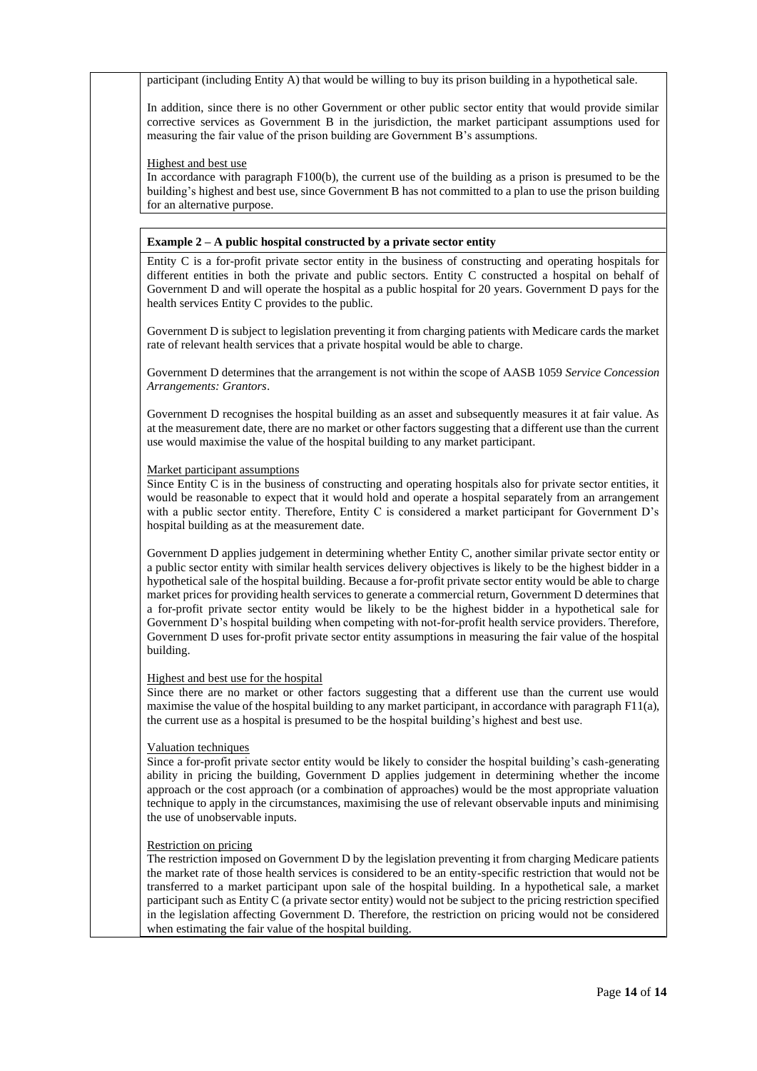participant (including Entity A) that would be willing to buy its prison building in a hypothetical sale.

In addition, since there is no other Government or other public sector entity that would provide similar corrective services as Government B in the jurisdiction, the market participant assumptions used for measuring the fair value of the prison building are Government B's assumptions.

Highest and best use

In accordance with paragraph F100(b), the current use of the building as a prison is presumed to be the building's highest and best use, since Government B has not committed to a plan to use the prison building for an alternative purpose.

**Example 2 – A public hospital constructed by a private sector entity**

Entity C is a for-profit private sector entity in the business of constructing and operating hospitals for different entities in both the private and public sectors. Entity C constructed a hospital on behalf of Government D and will operate the hospital as a public hospital for 20 years. Government D pays for the health services Entity C provides to the public.

Government D is subject to legislation preventing it from charging patients with Medicare cards the market rate of relevant health services that a private hospital would be able to charge.

Government D determines that the arrangement is not within the scope of AASB 1059 *Service Concession Arrangements: Grantors*.

Government D recognises the hospital building as an asset and subsequently measures it at fair value. As at the measurement date, there are no market or other factors suggesting that a different use than the current use would maximise the value of the hospital building to any market participant.

Market participant assumptions

Since Entity C is in the business of constructing and operating hospitals also for private sector entities, it would be reasonable to expect that it would hold and operate a hospital separately from an arrangement with a public sector entity. Therefore, Entity C is considered a market participant for Government D's hospital building as at the measurement date.

Government D applies judgement in determining whether Entity C, another similar private sector entity or a public sector entity with similar health services delivery objectives is likely to be the highest bidder in a hypothetical sale of the hospital building. Because a for-profit private sector entity would be able to charge market prices for providing health services to generate a commercial return, Government D determines that a for-profit private sector entity would be likely to be the highest bidder in a hypothetical sale for Government D's hospital building when competing with not-for-profit health service providers. Therefore, Government D uses for-profit private sector entity assumptions in measuring the fair value of the hospital building.

Highest and best use for the hospital

Since there are no market or other factors suggesting that a different use than the current use would maximise the value of the hospital building to any market participant, in accordance with paragraph F11(a), the current use as a hospital is presumed to be the hospital building's highest and best use.

Valuation techniques

Since a for-profit private sector entity would be likely to consider the hospital building's cash-generating ability in pricing the building, Government D applies judgement in determining whether the income approach or the cost approach (or a combination of approaches) would be the most appropriate valuation technique to apply in the circumstances, maximising the use of relevant observable inputs and minimising the use of unobservable inputs.

Restriction on pricing

The restriction imposed on Government D by the legislation preventing it from charging Medicare patients the market rate of those health services is considered to be an entity-specific restriction that would not be transferred to a market participant upon sale of the hospital building. In a hypothetical sale, a market participant such as Entity C (a private sector entity) would not be subject to the pricing restriction specified in the legislation affecting Government D. Therefore, the restriction on pricing would not be considered when estimating the fair value of the hospital building.